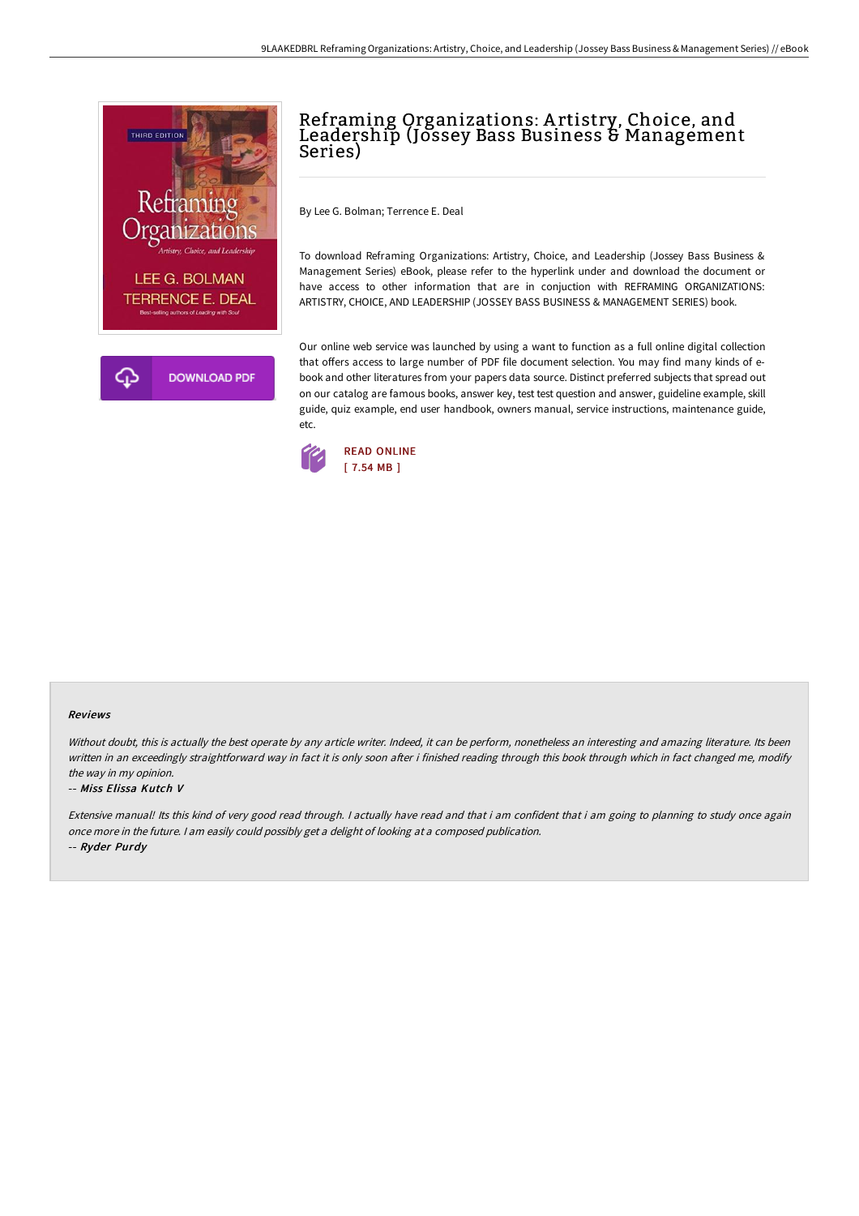# Reframing Organizations: Artistry, Choice, and Leadership (Jossey Bass Business & Management Series)

By Lee G. Bolman; Terrence E. Deal

To download Reframing Organizations: Artistry, Choice, and Leadership (Jossey Bass Business & Management Series) eBook, please refer to the hyperlink under and download the document or have access to other information that are in conjuction with REFRAMING ORGANIZATIONS: ARTISTRY, CHOICE, AND LEADERSHIP (JOSSEY BASS BUSINESS & MANAGEMENT SERIES) book.

Our online web service was launched by using a want to function as a full online digital collection that offers access to large number of PDF file document selection. You may find many kinds of e-book and other literatures from your papers data source. Distinct preferred subjects that spread out on our catalog are famous books, answer key, test test question and answer, guideline example, skill guide, quiz example, end user handbook, owners manual, service instructions, maintenance guide, etc.

DOWNLOAD PDF

READ ONLINE
[ 7.54 MB ]

### Reviews

*Without doubt, this is actually the best operate by any article writer. Indeed, it can be perform, nonetheless an interesting and amazing literature. Its been written in an exceedingly straightforward way in fact it is only soon after i finished reading through this book through which in fact changed me, modify the way in my opinion.*

-- ***Miss Elissa Kutch V***

*Extensive manual! Its this kind of very good read through. I actually have read and that i am confident that i am going to planning to study once again once more in the future. I am easily could possibly get a delight of looking at a composed publication.*

-- ***Ryder Purdy***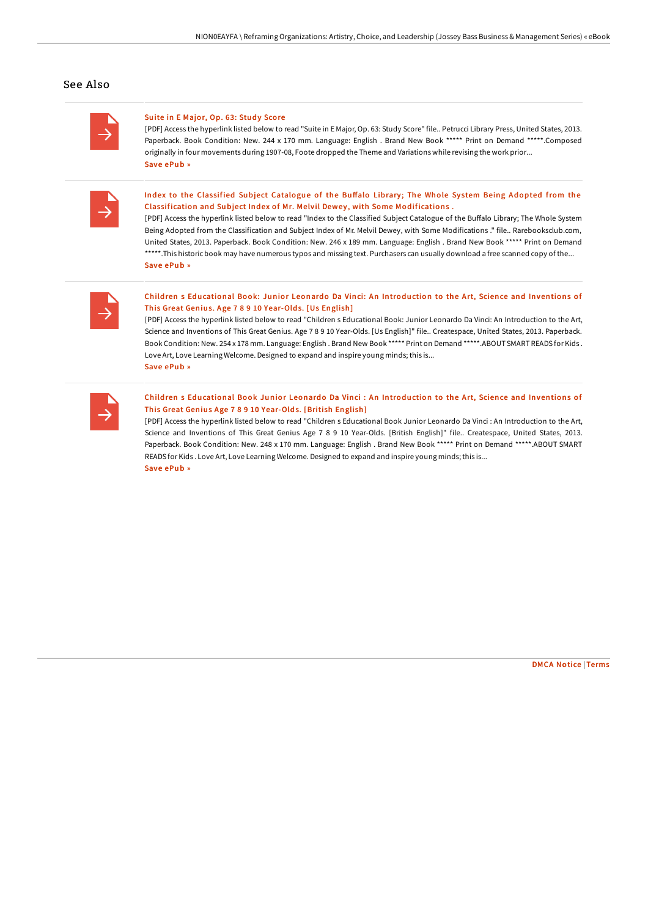## See Also

### Suite in E Major, Op. 63: Study Score

[PDF] Access the hyperlink listed below to read "Suite in E Major, Op. 63: Study Score" file.. Petrucci Library Press, United States, 2013. Paperback. Book Condition: New. 244 x 170 mm. Language: English . Brand New Book ***** Print on Demand *****.Composed originally in four movements during 1907-08, Foote dropped the Theme and Variations while revising the work prior...

Save ePub »

### Index to the Classified Subject Catalogue of the Buffalo Library; The Whole System Being Adopted from the Classification and Subject Index of Mr. Melvil Dewey, with Some Modifications .

[PDF] Access the hyperlink listed below to read "Index to the Classified Subject Catalogue of the Buffalo Library; The Whole System Being Adopted from the Classification and Subject Index of Mr. Melvil Dewey, with Some Modifications ." file.. Rarebooksclub.com, United States, 2013. Paperback. Book Condition: New. 246 x 189 mm. Language: English . Brand New Book ***** Print on Demand *****.This historic book may have numerous typos and missing text. Purchasers can usually download a free scanned copy of the...

Save ePub »

### Children s Educational Book: Junior Leonardo Da Vinci: An Introduction to the Art, Science and Inventions of This Great Genius. Age 7 8 9 10 Year-Olds. [Us English]

[PDF] Access the hyperlink listed below to read "Children s Educational Book: Junior Leonardo Da Vinci: An Introduction to the Art, Science and Inventions of This Great Genius. Age 7 8 9 10 Year-Olds. [Us English]" file.. Createspace, United States, 2013. Paperback. Book Condition: New. 254 x 178 mm. Language: English . Brand New Book ***** Print on Demand *****.ABOUT SMART READS for Kids . Love Art, Love Learning Welcome. Designed to expand and inspire young minds; this is...

Save ePub »

### Children s Educational Book Junior Leonardo Da Vinci : An Introduction to the Art, Science and Inventions of This Great Genius Age 7 8 9 10 Year-Olds. [British English]

[PDF] Access the hyperlink listed below to read "Children s Educational Book Junior Leonardo Da Vinci : An Introduction to the Art, Science and Inventions of This Great Genius Age 7 8 9 10 Year-Olds. [British English]" file.. Createspace, United States, 2013. Paperback. Book Condition: New. 248 x 170 mm. Language: English . Brand New Book ***** Print on Demand *****.ABOUT SMART READS for Kids . Love Art, Love Learning Welcome. Designed to expand and inspire young minds; this is...

Save ePub »

DMCA Notice | Terms